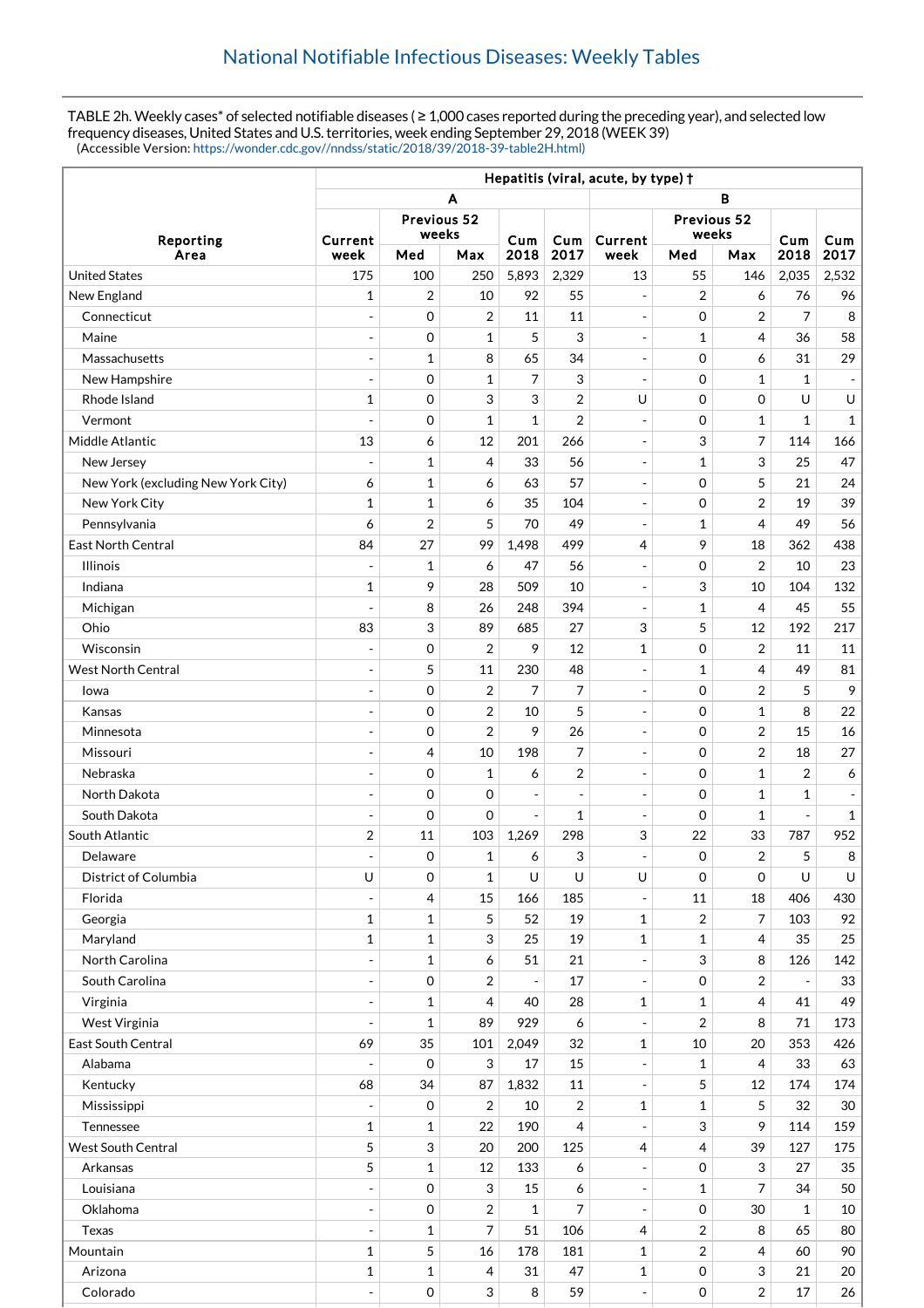## National Notifiable Infectious Diseases: Weekly Tables

TABLE 2h. Weekly cases* of selected notifiable diseases ( ≥ 1,000 cases reported during the preceding year), and selected low frequency diseases, United States and U.S. territories, week ending September 29, 2018 (WEEK 39)
(Accessible Version: https://wonder.cdc.gov//nndss/static/2018/39/2018-39-table2H.html)

| Reporting Area | Hepatitis (viral, acute, by type) † | | | | | | | | | |
|---|---|---|---|---|---|---|---|---|---|---|
| | A | | | | | B | | | | |
| | Current week | Previous 52 weeks Med | Previous 52 weeks Max | Cum 2018 | Cum 2017 | Current week | Previous 52 weeks Med | Previous 52 weeks Max | Cum 2018 | Cum 2017 |
| United States | 175 | 100 | 250 | 5,893 | 2,329 | 13 | 55 | 146 | 2,035 | 2,532 |
| New England | 1 | 2 | 10 | 92 | 55 | - | 2 | 6 | 76 | 96 |
| Connecticut | - | 0 | 2 | 11 | 11 | - | 0 | 2 | 7 | 8 |
| Maine | - | 0 | 1 | 5 | 3 | - | 1 | 4 | 36 | 58 |
| Massachusetts | - | 1 | 8 | 65 | 34 | - | 0 | 6 | 31 | 29 |
| New Hampshire | - | 0 | 1 | 7 | 3 | - | 0 | 1 | 1 | - |
| Rhode Island | 1 | 0 | 3 | 3 | 2 | U | 0 | 0 | U | U |
| Vermont | - | 0 | 1 | 1 | 2 | - | 0 | 1 | 1 | 1 |
| Middle Atlantic | 13 | 6 | 12 | 201 | 266 | - | 3 | 7 | 114 | 166 |
| New Jersey | - | 1 | 4 | 33 | 56 | - | 1 | 3 | 25 | 47 |
| New York (excluding New York City) | 6 | 1 | 6 | 63 | 57 | - | 0 | 5 | 21 | 24 |
| New York City | 1 | 1 | 6 | 35 | 104 | - | 0 | 2 | 19 | 39 |
| Pennsylvania | 6 | 2 | 5 | 70 | 49 | - | 1 | 4 | 49 | 56 |
| East North Central | 84 | 27 | 99 | 1,498 | 499 | 4 | 9 | 18 | 362 | 438 |
| Illinois | - | 1 | 6 | 47 | 56 | - | 0 | 2 | 10 | 23 |
| Indiana | 1 | 9 | 28 | 509 | 10 | - | 3 | 10 | 104 | 132 |
| Michigan | - | 8 | 26 | 248 | 394 | - | 1 | 4 | 45 | 55 |
| Ohio | 83 | 3 | 89 | 685 | 27 | 3 | 5 | 12 | 192 | 217 |
| Wisconsin | - | 0 | 2 | 9 | 12 | 1 | 0 | 2 | 11 | 11 |
| West North Central | - | 5 | 11 | 230 | 48 | - | 1 | 4 | 49 | 81 |
| Iowa | - | 0 | 2 | 7 | 7 | - | 0 | 2 | 5 | 9 |
| Kansas | - | 0 | 2 | 10 | 5 | - | 0 | 1 | 8 | 22 |
| Minnesota | - | 0 | 2 | 9 | 26 | - | 0 | 2 | 15 | 16 |
| Missouri | - | 4 | 10 | 198 | 7 | - | 0 | 2 | 18 | 27 |
| Nebraska | - | 0 | 1 | 6 | 2 | - | 0 | 1 | 2 | 6 |
| North Dakota | - | 0 | 0 | - | - | - | 0 | 1 | 1 | - |
| South Dakota | - | 0 | 0 | - | 1 | - | 0 | 1 | - | 1 |
| South Atlantic | 2 | 11 | 103 | 1,269 | 298 | 3 | 22 | 33 | 787 | 952 |
| Delaware | - | 0 | 1 | 6 | 3 | - | 0 | 2 | 5 | 8 |
| District of Columbia | U | 0 | 1 | U | U | U | 0 | 0 | U | U |
| Florida | - | 4 | 15 | 166 | 185 | - | 11 | 18 | 406 | 430 |
| Georgia | 1 | 1 | 5 | 52 | 19 | 1 | 2 | 7 | 103 | 92 |
| Maryland | 1 | 1 | 3 | 25 | 19 | 1 | 1 | 4 | 35 | 25 |
| North Carolina | - | 1 | 6 | 51 | 21 | - | 3 | 8 | 126 | 142 |
| South Carolina | - | 0 | 2 | - | 17 | - | 0 | 2 | - | 33 |
| Virginia | - | 1 | 4 | 40 | 28 | 1 | 1 | 4 | 41 | 49 |
| West Virginia | - | 1 | 89 | 929 | 6 | - | 2 | 8 | 71 | 173 |
| East South Central | 69 | 35 | 101 | 2,049 | 32 | 1 | 10 | 20 | 353 | 426 |
| Alabama | - | 0 | 3 | 17 | 15 | - | 1 | 4 | 33 | 63 |
| Kentucky | 68 | 34 | 87 | 1,832 | 11 | - | 5 | 12 | 174 | 174 |
| Mississippi | - | 0 | 2 | 10 | 2 | 1 | 1 | 5 | 32 | 30 |
| Tennessee | 1 | 1 | 22 | 190 | 4 | - | 3 | 9 | 114 | 159 |
| West South Central | 5 | 3 | 20 | 200 | 125 | 4 | 4 | 39 | 127 | 175 |
| Arkansas | 5 | 1 | 12 | 133 | 6 | - | 0 | 3 | 27 | 35 |
| Louisiana | - | 0 | 3 | 15 | 6 | - | 1 | 7 | 34 | 50 |
| Oklahoma | - | 0 | 2 | 1 | 7 | - | 0 | 30 | 1 | 10 |
| Texas | - | 1 | 7 | 51 | 106 | 4 | 2 | 8 | 65 | 80 |
| Mountain | 1 | 5 | 16 | 178 | 181 | 1 | 2 | 4 | 60 | 90 |
| Arizona | 1 | 1 | 4 | 31 | 47 | 1 | 0 | 3 | 21 | 20 |
| Colorado | - | 0 | 3 | 8 | 59 | - | 0 | 2 | 17 | 26 |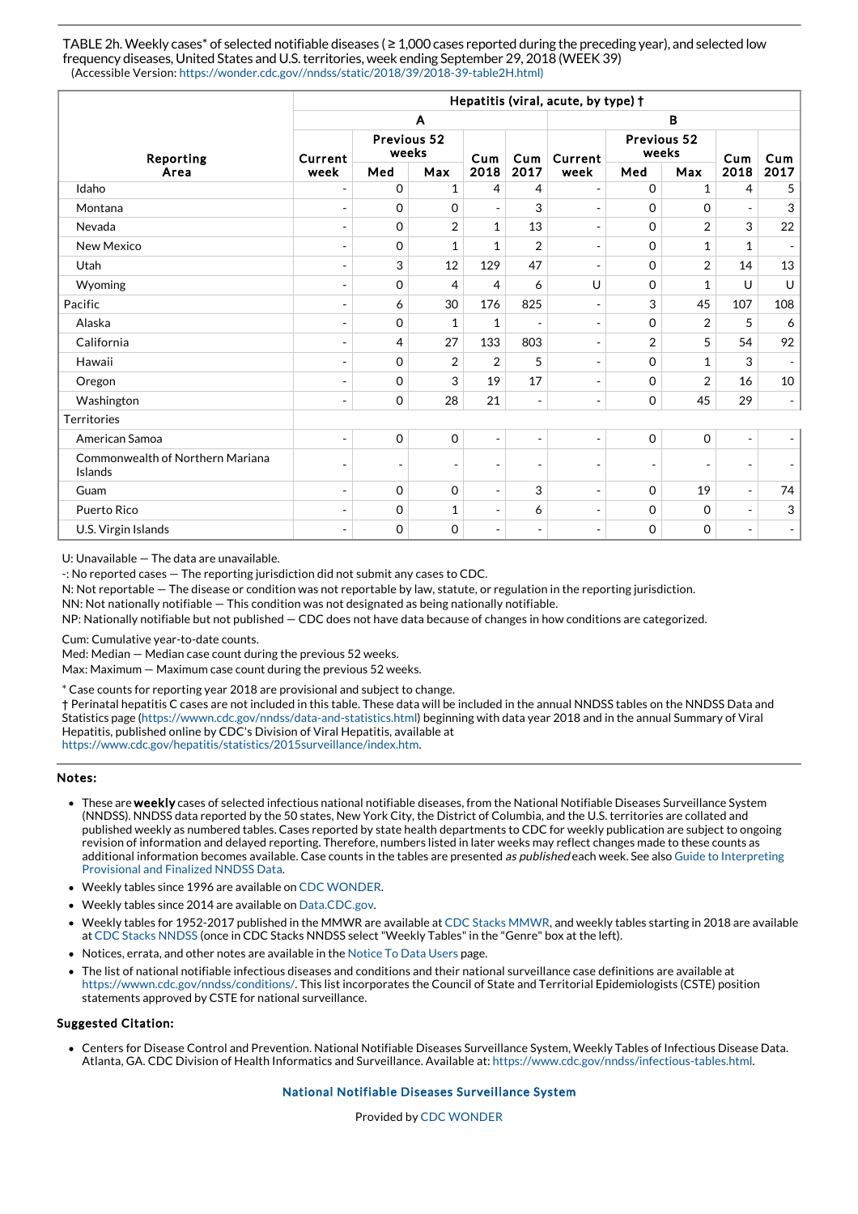TABLE 2h. Weekly cases* of selected notifiable diseases ( ≥ 1,000 cases reported during the preceding year), and selected low frequency diseases, United States and U.S. territories, week ending September 29, 2018 (WEEK 39)
(Accessible Version: https://wonder.cdc.gov//nndss/static/2018/39/2018-39-table2H.html)

| Reporting Area | Hepatitis (viral, acute, by type) † | | | | | | | | | |
|---|---|---|---|---|---|---|---|---|---|---|
| | A | | | | | B | | | | |
| | Current week | Previous 52 weeks | | Cum 2018 | Cum 2017 | Current week | Previous 52 weeks | | Cum 2018 | Cum 2017 |
| | | Med | Max | | | | Med | Max | | |
| Idaho | - | 0 | 1 | 4 | 4 | - | 0 | 1 | 4 | 5 |
| Montana | - | 0 | 0 | - | 3 | - | 0 | 0 | - | 3 |
| Nevada | - | 0 | 2 | 1 | 13 | - | 0 | 2 | 3 | 22 |
| New Mexico | - | 0 | 1 | 1 | 2 | - | 0 | 1 | 1 | - |
| Utah | - | 3 | 12 | 129 | 47 | - | 0 | 2 | 14 | 13 |
| Wyoming | - | 0 | 4 | 4 | 6 | U | 0 | 1 | U | U |
| Pacific | - | 6 | 30 | 176 | 825 | - | 3 | 45 | 107 | 108 |
| Alaska | - | 0 | 1 | 1 | - | - | 0 | 2 | 5 | 6 |
| California | - | 4 | 27 | 133 | 803 | - | 2 | 5 | 54 | 92 |
| Hawaii | - | 0 | 2 | 2 | 5 | - | 0 | 1 | 3 | - |
| Oregon | - | 0 | 3 | 19 | 17 | - | 0 | 2 | 16 | 10 |
| Washington | - | 0 | 28 | 21 | - | - | 0 | 45 | 29 | - |
| Territories | | | | | | | | | | |
| American Samoa | - | 0 | 0 | - | - | - | 0 | 0 | - | - |
| Commonwealth of Northern Mariana Islands | - | - | - | - | - | - | - | - | - | - |
| Guam | - | 0 | 0 | - | 3 | - | 0 | 19 | - | 74 |
| Puerto Rico | - | 0 | 1 | - | 6 | - | 0 | 0 | - | 3 |
| U.S. Virgin Islands | - | 0 | 0 | - | - | - | 0 | 0 | - | - |

U: Unavailable — The data are unavailable.
-: No reported cases — The reporting jurisdiction did not submit any cases to CDC.
N: Not reportable — The disease or condition was not reportable by law, statute, or regulation in the reporting jurisdiction.
NN: Not nationally notifiable — This condition was not designated as being nationally notifiable.
NP: Nationally notifiable but not published — CDC does not have data because of changes in how conditions are categorized.

Cum: Cumulative year-to-date counts.
Med: Median — Median case count during the previous 52 weeks.
Max: Maximum — Maximum case count during the previous 52 weeks.

* Case counts for reporting year 2018 are provisional and subject to change.
† Perinatal hepatitis C cases are not included in this table. These data will be included in the annual NNDSS tables on the NNDSS Data and Statistics page (https://wwwn.cdc.gov/nndss/data-and-statistics.html) beginning with data year 2018 and in the annual Summary of Viral Hepatitis, published online by CDC's Division of Viral Hepatitis, available at https://www.cdc.gov/hepatitis/statistics/2015surveillance/index.htm.

### Notes:

- These are **weekly** cases of selected infectious national notifiable diseases, from the National Notifiable Diseases Surveillance System (NNDSS). NNDSS data reported by the 50 states, New York City, the District of Columbia, and the U.S. territories are collated and published weekly as numbered tables. Cases reported by state health departments to CDC for weekly publication are subject to ongoing revision of information and delayed reporting. Therefore, numbers listed in later weeks may reflect changes made to these counts as additional information becomes available. Case counts in the tables are presented *as published* each week. See also Guide to Interpreting Provisional and Finalized NNDSS Data.
- Weekly tables since 1996 are available on CDC WONDER.
- Weekly tables since 2014 are available on Data.CDC.gov.
- Weekly tables for 1952-2017 published in the MMWR are available at CDC Stacks MMWR, and weekly tables starting in 2018 are available at CDC Stacks NNDSS (once in CDC Stacks NNDSS select "Weekly Tables" in the "Genre" box at the left).
- Notices, errata, and other notes are available in the Notice To Data Users page.
- The list of national notifiable infectious diseases and conditions and their national surveillance case definitions are available at https://wwwn.cdc.gov/nndss/conditions/. This list incorporates the Council of State and Territorial Epidemiologists (CSTE) position statements approved by CSTE for national surveillance.

### Suggested Citation:

- Centers for Disease Control and Prevention. National Notifiable Diseases Surveillance System, Weekly Tables of Infectious Disease Data. Atlanta, GA. CDC Division of Health Informatics and Surveillance. Available at: https://www.cdc.gov/nndss/infectious-tables.html.

**National Notifiable Diseases Surveillance System**

Provided by CDC WONDER